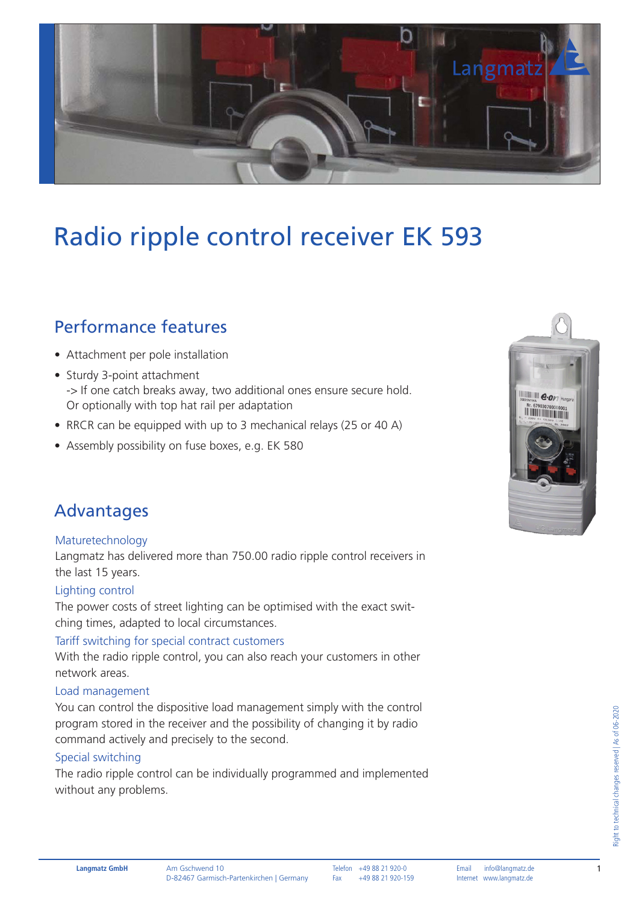# Radio ripple control receiver EK 593

## Performance features

- Attachment per pole installation
- Sturdy 3-point attachment
  -> If one catch breaks away, two additional ones ensure secure hold.
  Or optionally with top hat rail per adaptation
- RRCR can be equipped with up to 3 mechanical relays (25 or 40 A)
- Assembly possibility on fuse boxes, e.g. EK 580

## Advantages

### Maturetechnology

Langmatz has delivered more than 750.00 radio ripple control receivers in the last 15 years.

### Lighting control

The power costs of street lighting can be optimised with the exact switching times, adapted to local circumstances.

### Tariff switching for special contract customers

With the radio ripple control, you can also reach your customers in other network areas.

### Load management

You can control the dispositive load management simply with the control program stored in the receiver and the possibility of changing it by radio command actively and precisely to the second.

### Special switching

The radio ripple control can be individually programmed and implemented without any problems.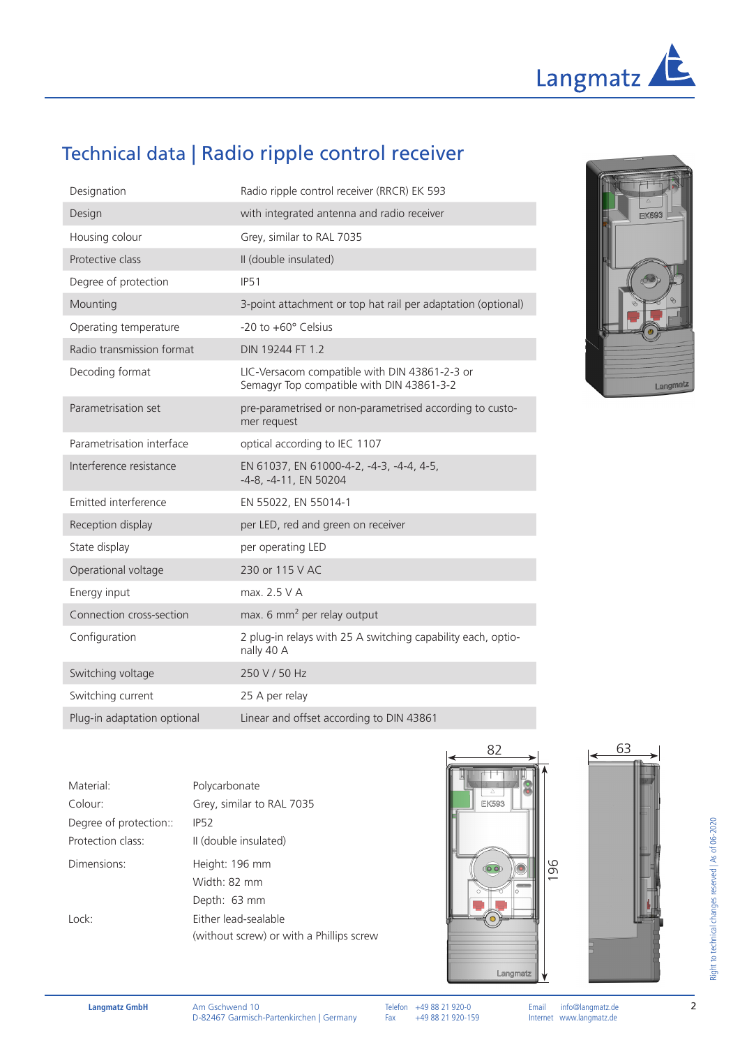# Technical data | Radio ripple control receiver

| | |
|---|---|
| Designation | Radio ripple control receiver (RRCR) EK 593 |
| Design | with integrated antenna and radio receiver |
| Housing colour | Grey, similar to RAL 7035 |
| Protective class | II (double insulated) |
| Degree of protection | IP51 |
| Mounting | 3-point attachment or top hat rail per adaptation (optional) |
| Operating temperature | -20 to +60° Celsius |
| Radio transmission format | DIN 19244 FT 1.2 |
| Decoding format | LIC-Versacom compatible with DIN 43861-2-3 or Semagyr Top compatible with DIN 43861-3-2 |
| Parametrisation set | pre-parametrised or non-parametrised according to customer request |
| Parametrisation interface | optical according to IEC 1107 |
| Interference resistance | EN 61037, EN 61000-4-2, -4-3, -4-4, 4-5, -4-8, -4-11, EN 50204 |
| Emitted interference | EN 55022, EN 55014-1 |
| Reception display | per LED, red and green on receiver |
| State display | per operating LED |
| Operational voltage | 230 or 115 V AC |
| Energy input | max. 2.5 V A |
| Connection cross-section | max. 6 mm² per relay output |
| Configuration | 2 plug-in relays with 25 A switching capability each, optionally 40 A |
| Switching voltage | 250 V / 50 Hz |
| Switching current | 25 A per relay |
| Plug-in adaptation optional | Linear and offset according to DIN 43861 |

| | |
|---|---|
| Material: | Polycarbonate |
| Colour: | Grey, similar to RAL 7035 |
| Degree of protection:: | IP52 |
| Protection class: | II (double insulated) |
| Dimensions: | Height: 196 mm<br>Width: 82 mm<br>Depth: 63 mm |
| Lock: | Either lead-sealable (without screw) or with a Phillips screw |

82

196

63

Right to technical changes reserved | As of 06-2020

**Langmatz GmbH** Am Gschwend 10, D-82467 Garmisch-Partenkirchen | Germany
Telefon +49 88 21 920-0 Fax +49 88 21 920-159
Email info@langmatz.de Internet www.langmatz.de